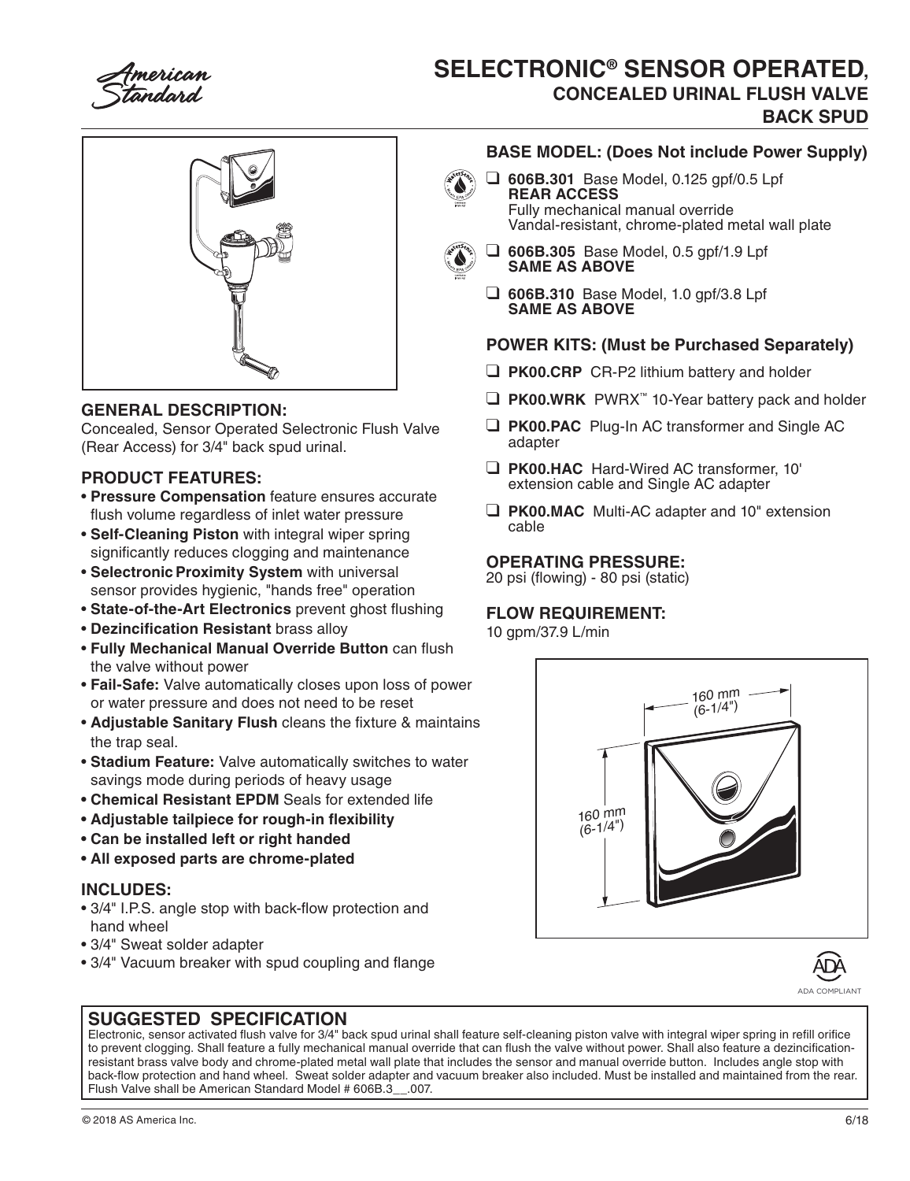# SELECTRONIC® SENSOR OPERATED, CONCEALED URINAL FLUSH VALVE

## BACK SPUD

## GENERAL DESCRIPTION:

Concealed, Sensor Operated Selectronic Flush Valve (Rear Access) for 3/4" back spud urinal.

## PRODUCT FEATURES:

- **Pressure Compensation** feature ensures accurate flush volume regardless of inlet water pressure
- **Self-Cleaning Piston** with integral wiper spring significantly reduces clogging and maintenance
- **Selectronic Proximity System** with universal sensor provides hygienic, "hands free" operation
- **State-of-the-Art Electronics** prevent ghost flushing
- **Dezincification Resistant** brass alloy
- **Fully Mechanical Manual Override Button** can flush the valve without power
- **Fail-Safe:** Valve automatically closes upon loss of power or water pressure and does not need to be reset
- **Adjustable Sanitary Flush** cleans the fixture & maintains the trap seal.
- **Stadium Feature:** Valve automatically switches to water savings mode during periods of heavy usage
- **Chemical Resistant EPDM** Seals for extended life
- **Adjustable tailpiece for rough-in flexibility**
- **Can be installed left or right handed**
- **All exposed parts are chrome-plated**

## INCLUDES:

- 3/4" I.P.S. angle stop with back-flow protection and hand wheel
- 3/4" Sweat solder adapter
- 3/4" Vacuum breaker with spud coupling and flange

## BASE MODEL: (Does Not include Power Supply)

- ❑ **606B.301** Base Model, 0.125 gpf/0.5 Lpf
  **REAR ACCESS**
  Fully mechanical manual override
  Vandal-resistant, chrome-plated metal wall plate
- ❑ **606B.305** Base Model, 0.5 gpf/1.9 Lpf
  **SAME AS ABOVE**
- ❑ **606B.310** Base Model, 1.0 gpf/3.8 Lpf
  **SAME AS ABOVE**

## POWER KITS: (Must be Purchased Separately)

- ❑ **PK00.CRP** CR-P2 lithium battery and holder
- ❑ **PK00.WRK** PWRX™ 10-Year battery pack and holder
- ❑ **PK00.PAC** Plug-In AC transformer and Single AC adapter
- ❑ **PK00.HAC** Hard-Wired AC transformer, 10' extension cable and Single AC adapter
- ❑ **PK00.MAC** Multi-AC adapter and 10" extension cable

## OPERATING PRESSURE:

20 psi (flowing) - 80 psi (static)

## FLOW REQUIREMENT:

10 gpm/37.9 L/min

160 mm (6-1/4")

160 mm (6-1/4")

ADA COMPLIANT

## SUGGESTED SPECIFICATION

Electronic, sensor activated flush valve for 3/4" back spud urinal shall feature self-cleaning piston valve with integral wiper spring in refill orifice to prevent clogging. Shall feature a fully mechanical manual override that can flush the valve without power. Shall also feature a dezincification-resistant brass valve body and chrome-plated metal wall plate that includes the sensor and manual override button. Includes angle stop with back-flow protection and hand wheel. Sweat solder adapter and vacuum breaker also included. Must be installed and maintained from the rear. Flush Valve shall be American Standard Model # 606B.3__.007.

© 2018 AS America Inc. 6/18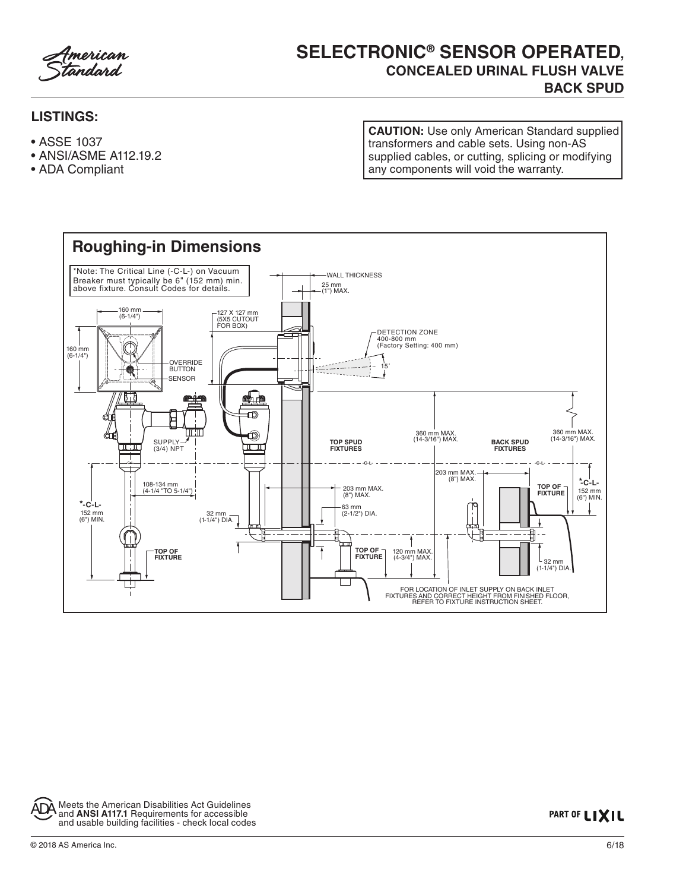# SELECTRONIC® SENSOR OPERATED, CONCEALED URINAL FLUSH VALVE BACK SPUD

## LISTINGS:

- ASSE 1037
- ANSI/ASME A112.19.2
- ADA Compliant

**CAUTION:** Use only American Standard supplied transformers and cable sets. Using non-AS supplied cables, or cutting, splicing or modifying any components will void the warranty.

## Roughing-in Dimensions

*Note: The Critical Line (-C-L-) on Vacuum Breaker must typically be 6" (152 mm) min. above fixture. Consult Codes for details.

WALL THICKNESS

25 mm (1") MAX.

160 mm (6-1/4")

160 mm (6-1/4")

127 X 127 mm (5X5 CUTOUT FOR BOX)

DETECTION ZONE 400-800 mm (Factory Setting: 400 mm)

15˚

OVERRIDE BUTTON

SENSOR

SUPPLY (3/4) NPT

TOP SPUD FIXTURES

BACK SPUD FIXTURES

360 mm MAX. (14-3/16") MAX.

360 mm MAX. (14-3/16") MAX.

-C-L-

203 mm MAX. (8") MAX.

108-134 mm (4-1/4 "TO 5-1/4")

203 mm MAX. (8") MAX.

*-C-L- 152 mm (6") MIN.

63 mm (2-1/2") DIA.

32 mm (1-1/4") DIA.

TOP OF FIXTURE

TOP OF FIXTURE

120 mm MAX. (4-3/4") MAX.

TOP OF FIXTURE

*-C-L- 152 mm (6") MIN.

32 mm (1-1/4") DIA.

FOR LOCATION OF INLET SUPPLY ON BACK INLET FIXTURES AND CORRECT HEIGHT FROM FINISHED FLOOR, REFER TO FIXTURE INSTRUCTION SHEET.

ADA Meets the American Disabilities Act Guidelines and **ANSI A117.1** Requirements for accessible and usable building facilities - check local codes

PART OF LIXIL

© 2018 AS America Inc.

6/18